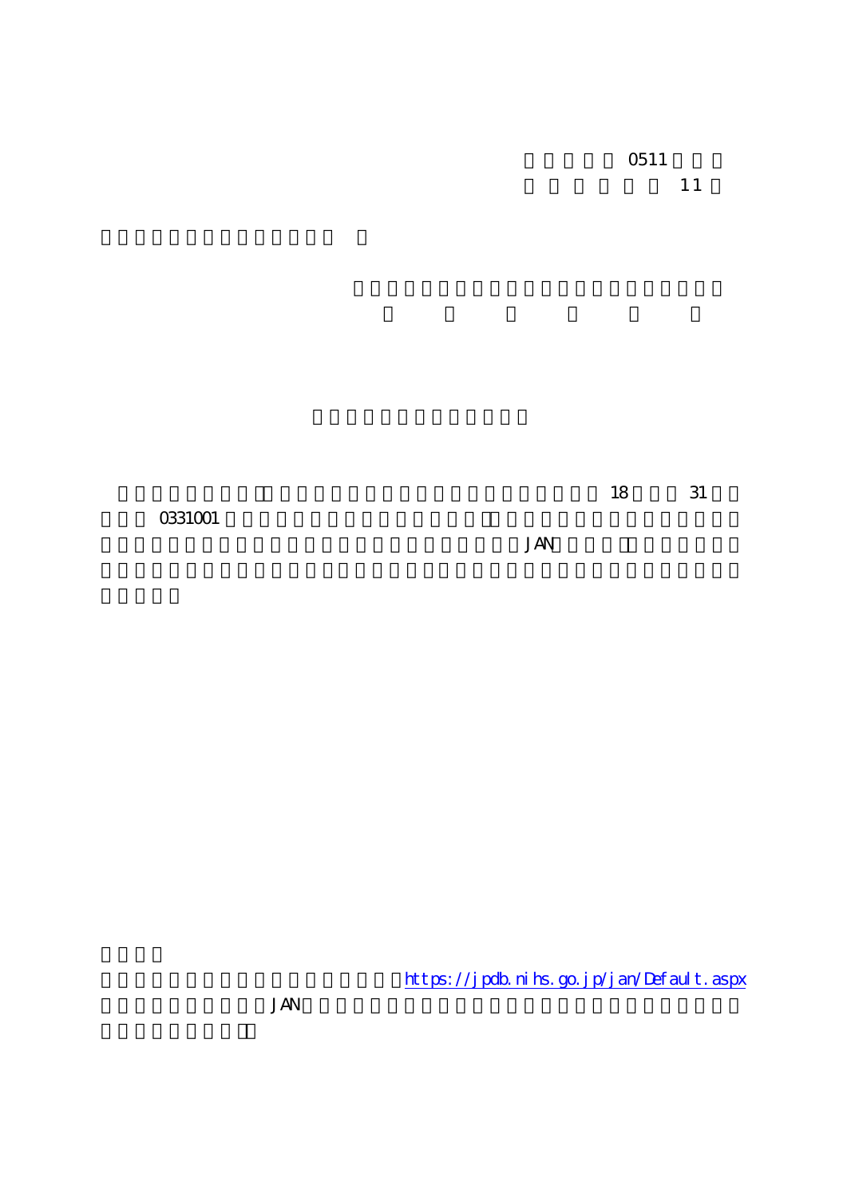0511
11

18　31
0331001
JAN

https://jpdb.nihs.go.jp/jan/Default.aspx
JAN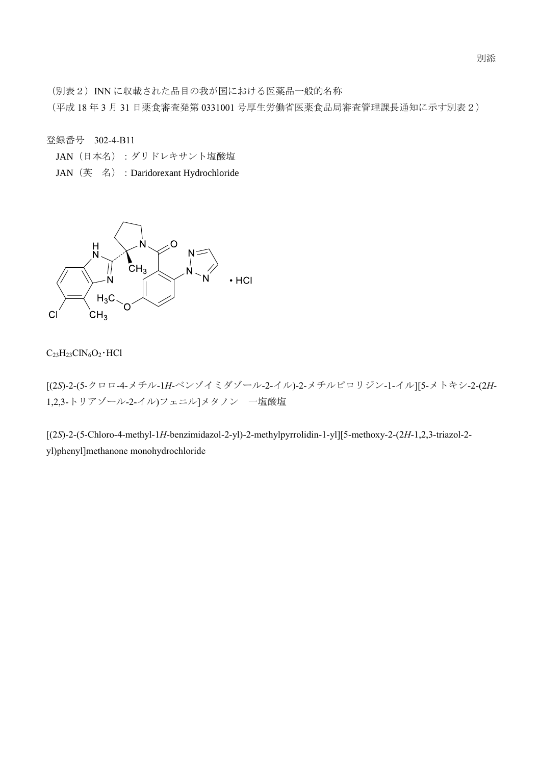別添

（別表２）INN に収載された品目の我が国における医薬品一般的名称

（平成 18 年 3 月 31 日薬食審査発第 0331001 号厚生労働省医薬食品局審査管理課長通知に示す別表２）

登録番号　302-4-B11

JAN（日本名）：ダリドレキサント塩酸塩

JAN（英　名）：Daridorexant Hydrochloride

$C_{23}H_{23}ClN_6O_2 \cdot HCl$

[(2*S*)-2-(5-クロロ-4-メチル-1*H*-ベンゾイミダゾール-2-イル)-2-メチルピロリジン-1-イル][5-メトキシ-2-(2*H*-1,2,3-トリアゾール-2-イル)フェニル]メタノン　一塩酸塩

[(2*S*)-2-(5-Chloro-4-methyl-1*H*-benzimidazol-2-yl)-2-methylpyrrolidin-1-yl][5-methoxy-2-(2*H*-1,2,3-triazol-2-yl)phenyl]methanone monohydrochloride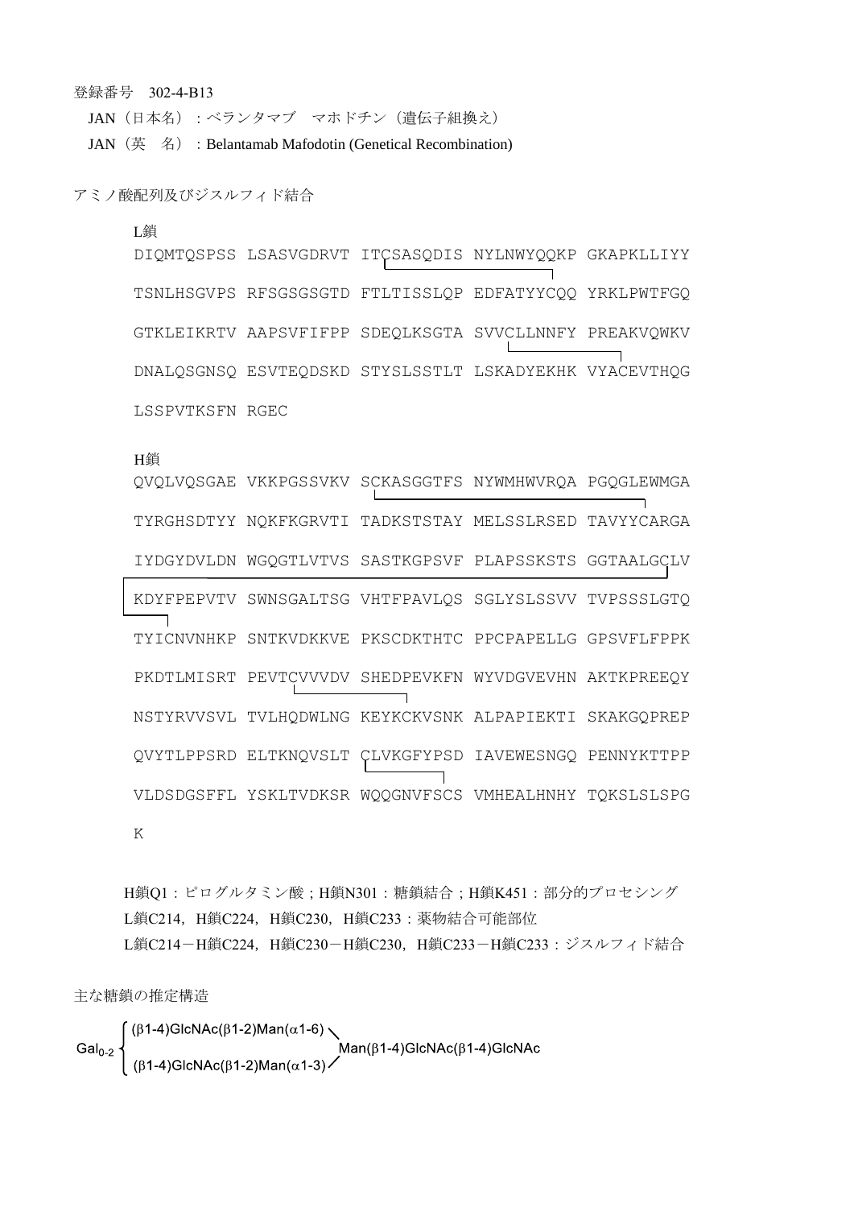登録番号　302-4-B13

JAN（日本名）：ベランタマブ　マホドチン（遺伝子組換え）

JAN（英　名）：Belantamab Mafodotin (Genetical Recombination)

アミノ酸配列及びジスルフィド結合

L鎖

```
DIQMTQSPSS LSASVGDRVT ITCSASQDIS NYLNWYQQKP GKAPKLLIYY
TSNLHSGVPS RFSGSGSGTD FTLTISSLQP EDFATYYCQQ YRKLPWTFGQ
GTKLEIKRTV AAPSVFIFPP SDEQLKSGTA SVVCLLNNFY PREAKVQWKV
DNALQSGNSQ ESVTEQDSKD STYSLSSTLT LSKADYEKHK VYACEVTHQG
LSSPVTKSFN RGEC
```

H鎖

```
QVQLVQSGAE VKKPGSSVKV SCKASGGTFS NYWMHWVRQA PGQGLEWMGA
TYRGHSDTYY NQKFKGRVTI TADKSTSTAY MELSSLRSED TAVYYCARGA
IYDGYDVLDN WGQGTLVTVS SASTKGPSVF PLAPSSKSTS GGTAALGCLV
KDYFPEPVTV SWNSGALTSG VHTFPAVLQS SGLYSLSSVV TVPSSSLGTQ
TYICNVNHKP SNTKVDKKVE PKSCDKTHTC PPCPAPELLG GPSVFLFPPK
PKDTLMISRT PEVTCVVVDV SHEDPEVKFN WYVDGVEVHN AKTKPREEQY
NSTYRVVSVL TVLHQDWLNG KEYKCKVSNK ALPAPIEKTI SKAKGQPREP
QVYTLPPSRD ELTKNQVSLT CLVKGFYPSD IAVEWESNGQ PENNYKTTPP
VLDSDGSFFL YSKLTVDKSR WQQGNVFSCS VMHEALHNHY TQKSLSLSPG
K
```

H鎖Q1：ピログルタミン酸；H鎖N301：糖鎖結合；H鎖K451：部分的プロセシング

L鎖C214，H鎖C224，H鎖C230，H鎖C233：薬物結合可能部位

L鎖C214－H鎖C224，H鎖C230－H鎖C230，H鎖C233－H鎖C233：ジスルフィド結合

主な糖鎖の推定構造

$$
\mathrm{Gal_{0\text{-}2}}\left\{\begin{array}{l}(\beta1\text{-}4)\mathrm{GlcNAc}(\beta1\text{-}2)\mathrm{Man}(\alpha1\text{-}6)\\(\beta1\text{-}4)\mathrm{GlcNAc}(\beta1\text{-}2)\mathrm{Man}(\alpha1\text{-}3)\end{array}\right.\mathrm{Man}(\beta1\text{-}4)\mathrm{GlcNAc}(\beta1\text{-}4)\mathrm{GlcNAc}
$$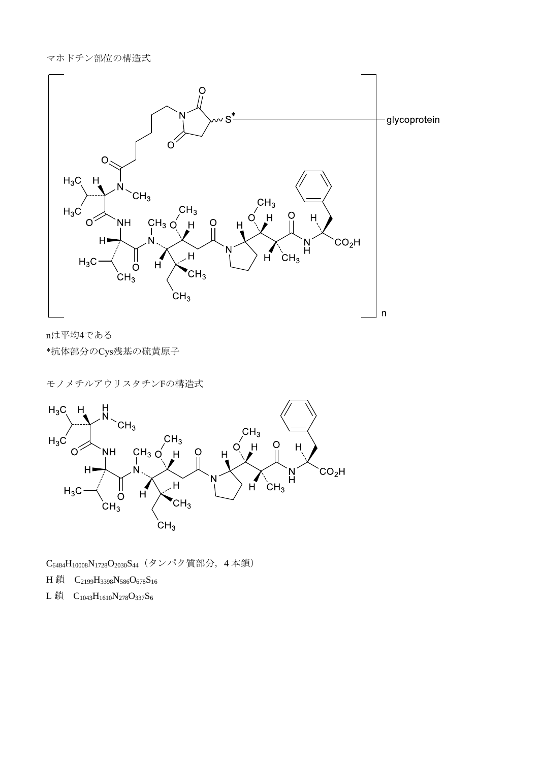マホドチン部位の構造式

nは平均4である

*抗体部分のCys残基の硫黄原子

モノメチルアウリスタチンFの構造式

$C_{6484}H_{10008}N_{1728}O_{2030}S_{44}$（タンパク質部分，4 本鎖）

H 鎖　$C_{2199}H_{3398}N_{586}O_{678}S_{16}$

L 鎖　$C_{1043}H_{1610}N_{278}O_{337}S_{6}$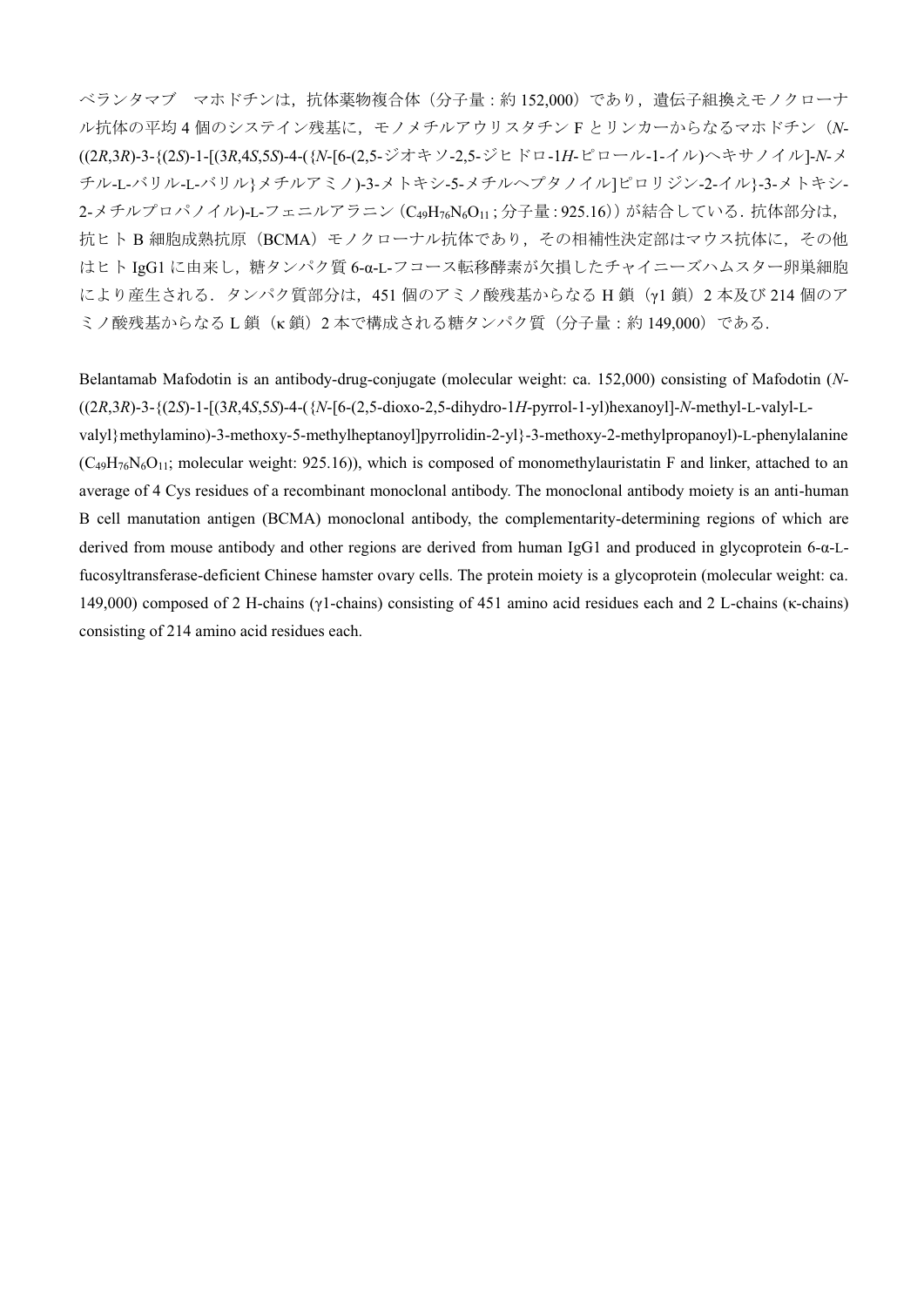ベランタマブ　マホドチンは，抗体薬物複合体（分子量：約 152,000）であり，遺伝子組換えモノクローナル抗体の平均 4 個のシステイン残基に，モノメチルアウリスタチン F とリンカーからなるマホドチン（*N*-((2*R*,3*R*)-3-{(2*S*)-1-[(3*R*,4*S*,5*S*)-4-({*N*-[6-(2,5-ジオキソ-2,5-ジヒドロ-1*H*-ピロール-1-イル)ヘキサノイル]-*N*-メチル-L-バリル-L-バリル}メチルアミノ)-3-メトキシ-5-メチルヘプタノイル]ピロリジン-2-イル}-3-メトキシ-2-メチルプロパノイル)-L-フェニルアラニン（$C_{49}H_{76}N_6O_{11}$；分子量：925.16））が結合している．抗体部分は，抗ヒト B 細胞成熟抗原（BCMA）モノクローナル抗体であり，その相補性決定部はマウス抗体に，その他はヒト IgG1 に由来し，糖タンパク質 6-α-L-フコース転移酵素が欠損したチャイニーズハムスター卵巣細胞により産生される．タンパク質部分は，451 個のアミノ酸残基からなる H 鎖（γ1 鎖）2 本及び 214 個のアミノ酸残基からなる L 鎖（κ 鎖）2 本で構成される糖タンパク質（分子量：約 149,000）である．

Belantamab Mafodotin is an antibody-drug-conjugate (molecular weight: ca. 152,000) consisting of Mafodotin (*N*-((2*R*,3*R*)-3-{(2*S*)-1-[(3*R*,4*S*,5*S*)-4-({*N*-[6-(2,5-dioxo-2,5-dihydro-1*H*-pyrrol-1-yl)hexanoyl]-*N*-methyl-L-valyl-L-valyl}methylamino)-3-methoxy-5-methylheptanoyl]pyrrolidin-2-yl}-3-methoxy-2-methylpropanoyl)-L-phenylalanine ($C_{49}H_{76}N_6O_{11}$; molecular weight: 925.16)), which is composed of monomethylauristatin F and linker, attached to an average of 4 Cys residues of a recombinant monoclonal antibody. The monoclonal antibody moiety is an anti-human B cell manutation antigen (BCMA) monoclonal antibody, the complementarity-determining regions of which are derived from mouse antibody and other regions are derived from human IgG1 and produced in glycoprotein 6-α-L-fucosyltransferase-deficient Chinese hamster ovary cells. The protein moiety is a glycoprotein (molecular weight: ca. 149,000) composed of 2 H-chains (γ1-chains) consisting of 451 amino acid residues each and 2 L-chains (κ-chains) consisting of 214 amino acid residues each.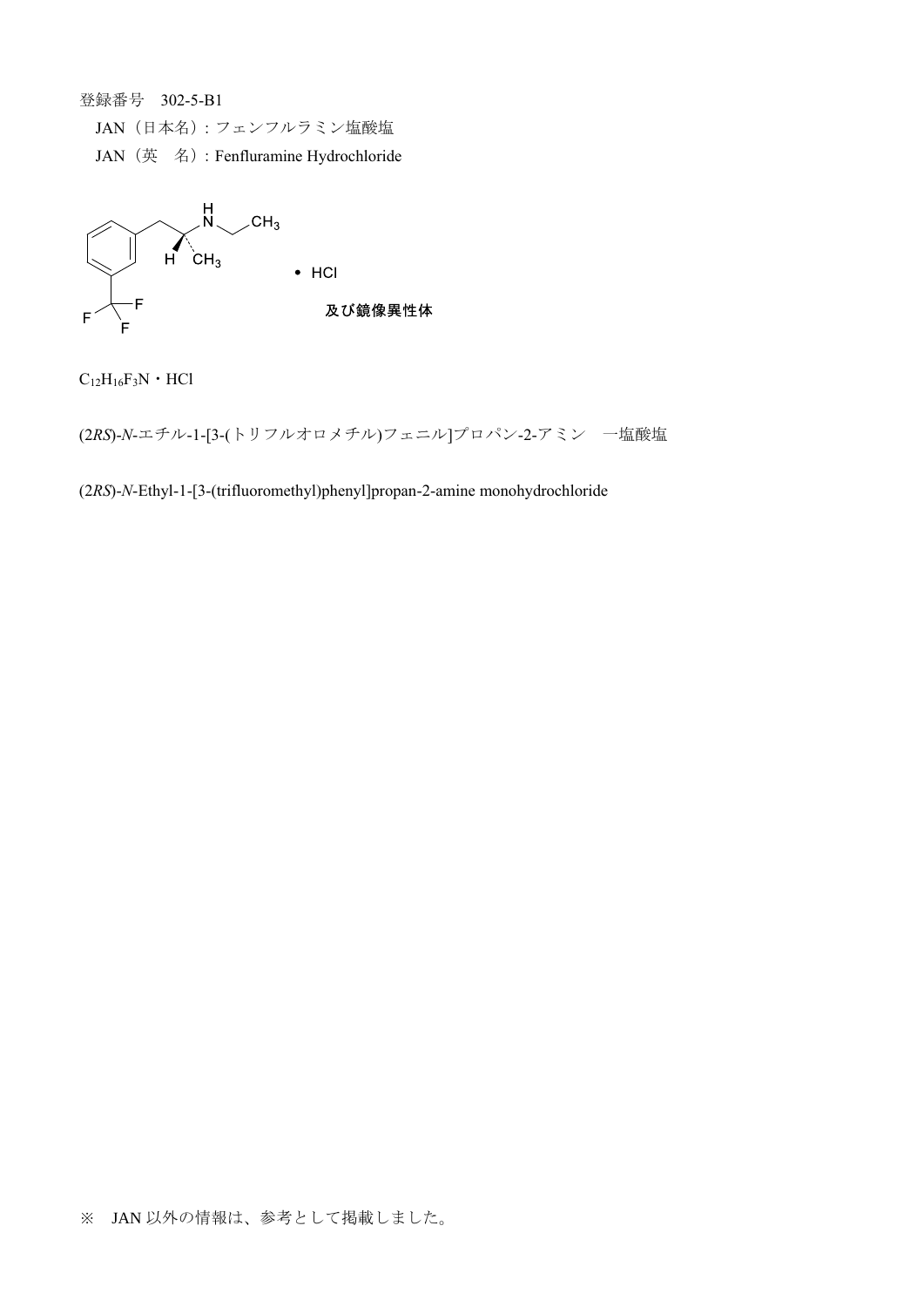登録番号　302-5-B1

JAN（日本名）: フェンフルラミン塩酸塩

JAN（英　名）: Fenfluramine Hydrochloride

• HCl

及び鏡像異性体

$C_{12}H_{16}F_3N$・HCl

(2*RS*)-*N*-エチル-1-[3-(トリフルオロメチル)フェニル]プロパン-2-アミン　一塩酸塩

(2*RS*)-*N*-Ethyl-1-[3-(trifluoromethyl)phenyl]propan-2-amine monohydrochloride

※　JAN 以外の情報は、参考として掲載しました。